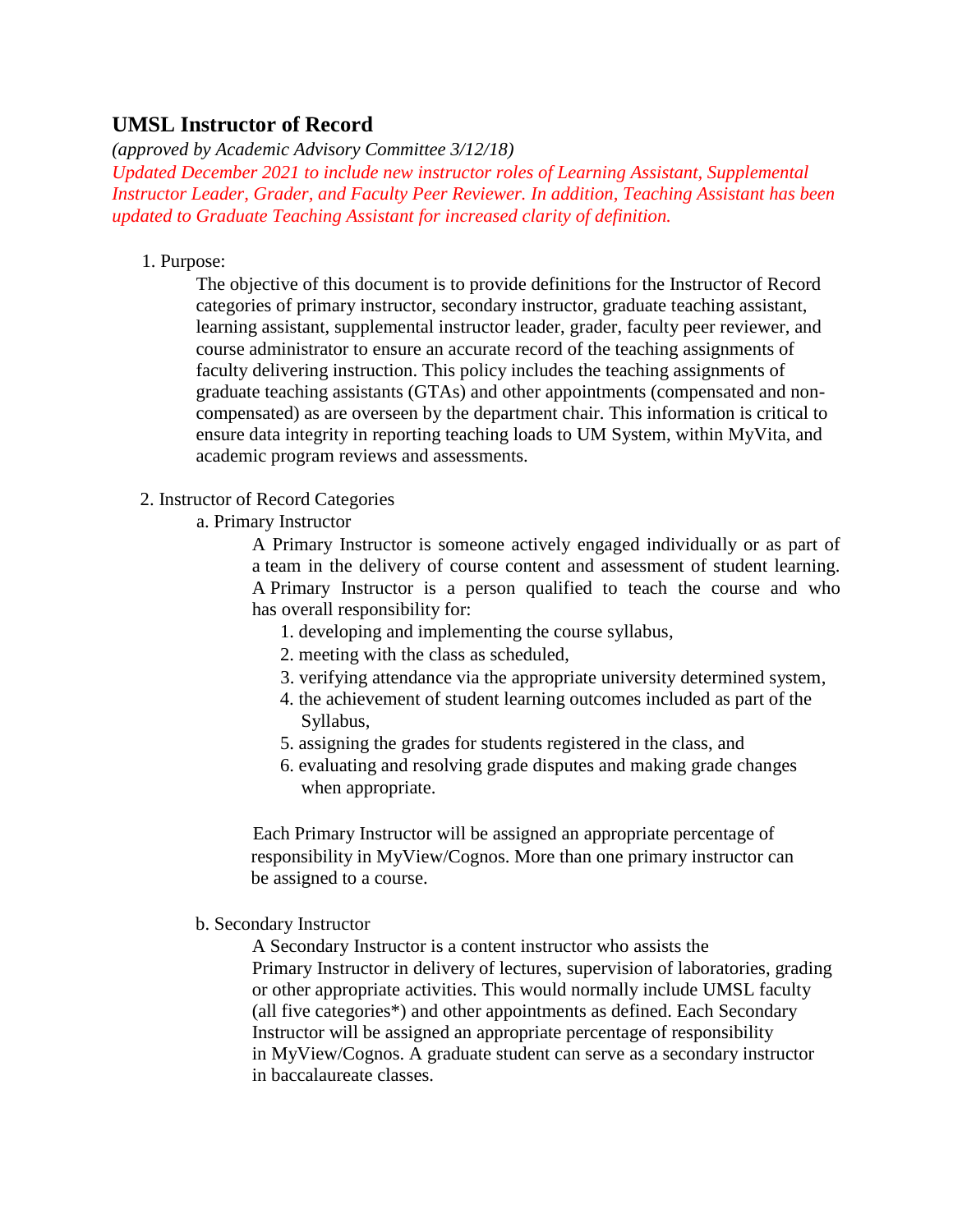# UMSL Instructor of Record

*(approved by Academic Advisory Committee 3/12/18)*

*Updated December 2021 to include new instructor roles of Learning Assistant, Supplemental Instructor Leader, Grader, and Faculty Peer Reviewer. In addition, Teaching Assistant has been updated to Graduate Teaching Assistant for increased clarity of definition.*

1. Purpose:

   The objective of this document is to provide definitions for the Instructor of Record categories of primary instructor, secondary instructor, graduate teaching assistant, learning assistant, supplemental instructor leader, grader, faculty peer reviewer, and course administrator to ensure an accurate record of the teaching assignments of faculty delivering instruction. This policy includes the teaching assignments of graduate teaching assistants (GTAs) and other appointments (compensated and non-compensated) as are overseen by the department chair. This information is critical to ensure data integrity in reporting teaching loads to UM System, within MyVita, and academic program reviews and assessments.

2. Instructor of Record Categories

   a. Primary Instructor

      A Primary Instructor is someone actively engaged individually or as part of a team in the delivery of course content and assessment of student learning. A Primary Instructor is a person qualified to teach the course and who has overall responsibility for:

      1. developing and implementing the course syllabus,
      2. meeting with the class as scheduled,
      3. verifying attendance via the appropriate university determined system,
      4. the achievement of student learning outcomes included as part of the Syllabus,
      5. assigning the grades for students registered in the class, and
      6. evaluating and resolving grade disputes and making grade changes when appropriate.

      Each Primary Instructor will be assigned an appropriate percentage of responsibility in MyView/Cognos. More than one primary instructor can be assigned to a course.

   b. Secondary Instructor

      A Secondary Instructor is a content instructor who assists the Primary Instructor in delivery of lectures, supervision of laboratories, grading or other appropriate activities. This would normally include UMSL faculty (all five categories*) and other appointments as defined. Each Secondary Instructor will be assigned an appropriate percentage of responsibility in MyView/Cognos. A graduate student can serve as a secondary instructor in baccalaureate classes.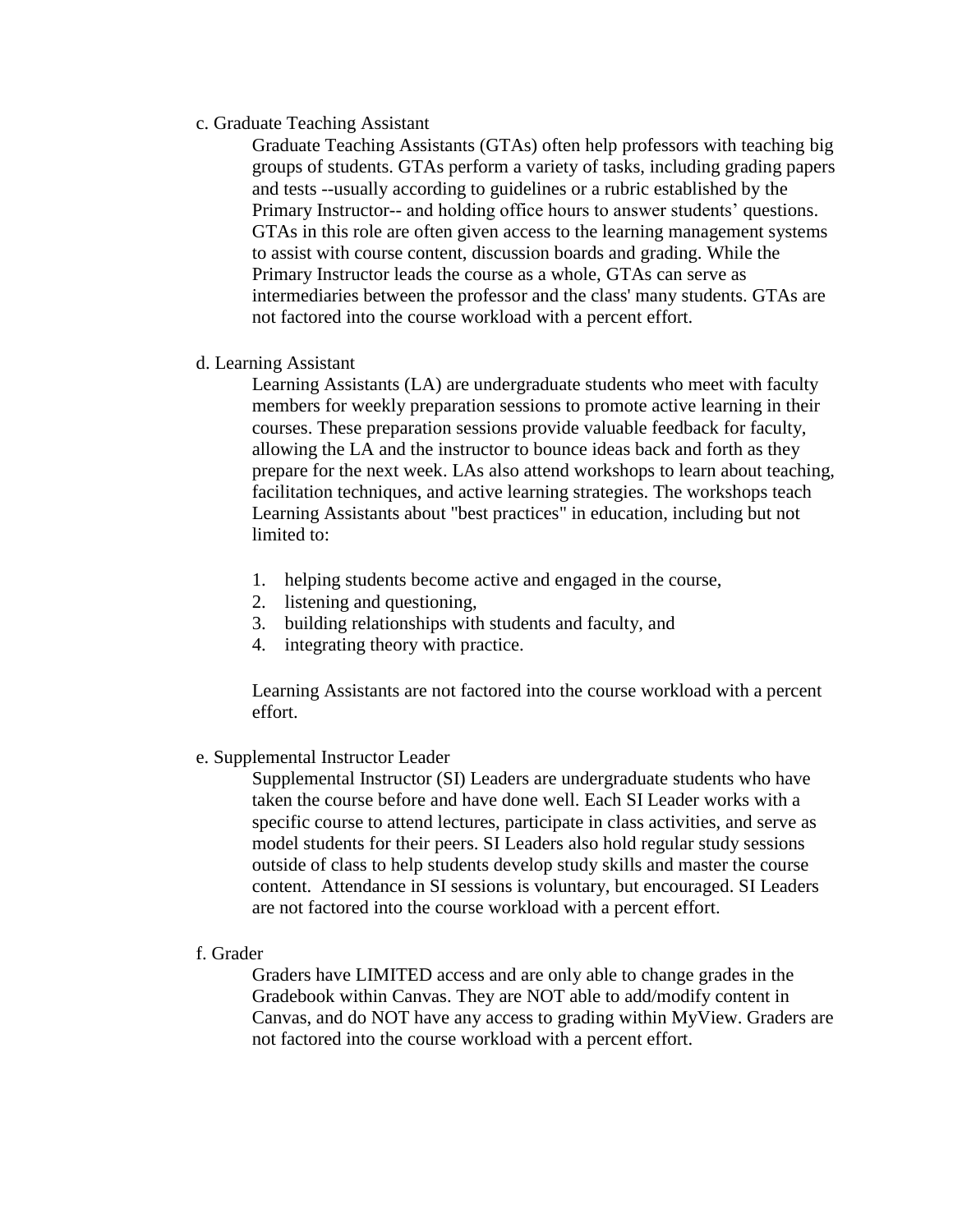c. Graduate Teaching Assistant

Graduate Teaching Assistants (GTAs) often help professors with teaching big groups of students. GTAs perform a variety of tasks, including grading papers and tests --usually according to guidelines or a rubric established by the Primary Instructor-- and holding office hours to answer students' questions. GTAs in this role are often given access to the learning management systems to assist with course content, discussion boards and grading. While the Primary Instructor leads the course as a whole, GTAs can serve as intermediaries between the professor and the class' many students. GTAs are not factored into the course workload with a percent effort.

d. Learning Assistant

Learning Assistants (LA) are undergraduate students who meet with faculty members for weekly preparation sessions to promote active learning in their courses. These preparation sessions provide valuable feedback for faculty, allowing the LA and the instructor to bounce ideas back and forth as they prepare for the next week. LAs also attend workshops to learn about teaching, facilitation techniques, and active learning strategies. The workshops teach Learning Assistants about "best practices" in education, including but not limited to:

1. helping students become active and engaged in the course,
2. listening and questioning,
3. building relationships with students and faculty, and
4. integrating theory with practice.

Learning Assistants are not factored into the course workload with a percent effort.

e. Supplemental Instructor Leader

Supplemental Instructor (SI) Leaders are undergraduate students who have taken the course before and have done well. Each SI Leader works with a specific course to attend lectures, participate in class activities, and serve as model students for their peers. SI Leaders also hold regular study sessions outside of class to help students develop study skills and master the course content. Attendance in SI sessions is voluntary, but encouraged. SI Leaders are not factored into the course workload with a percent effort.

f. Grader

Graders have LIMITED access and are only able to change grades in the Gradebook within Canvas. They are NOT able to add/modify content in Canvas, and do NOT have any access to grading within MyView. Graders are not factored into the course workload with a percent effort.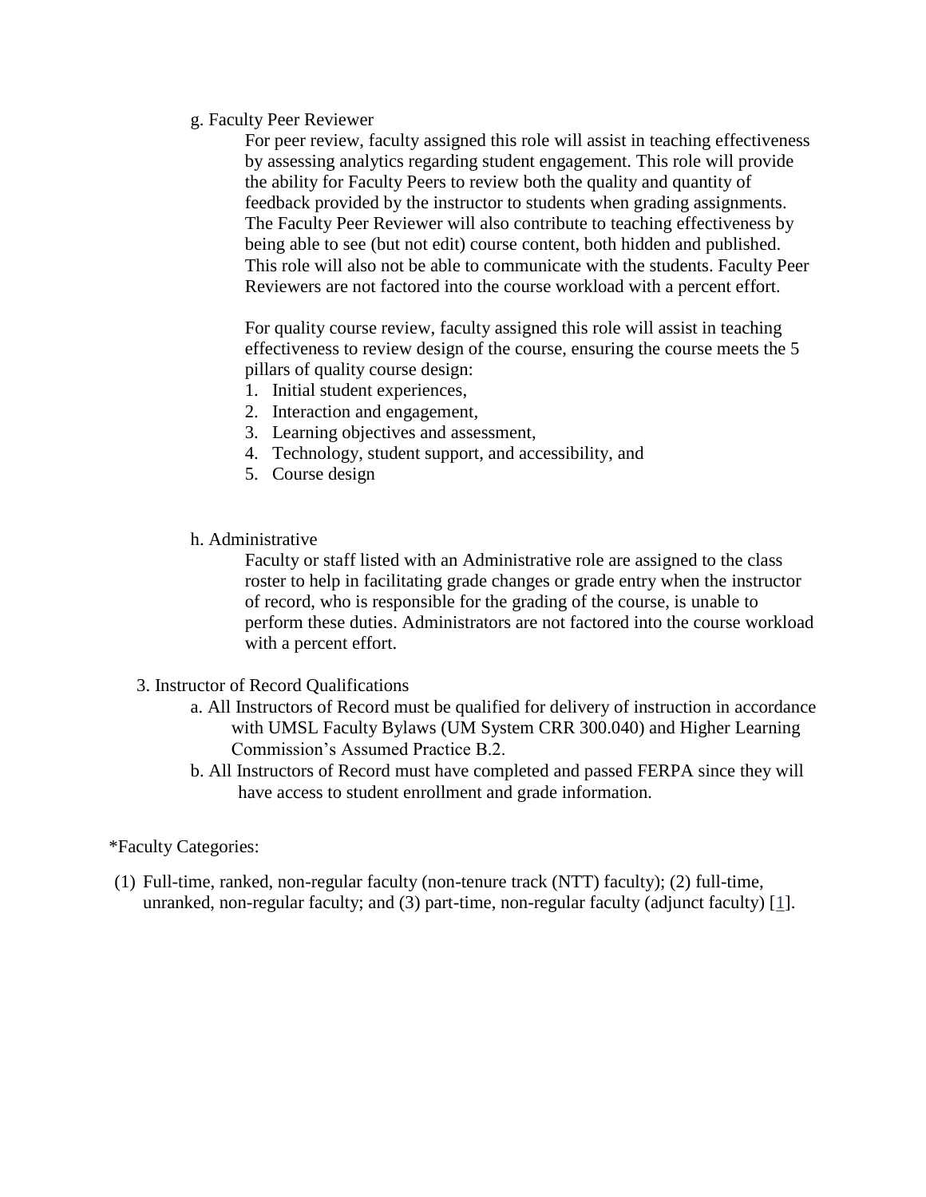g. Faculty Peer Reviewer

For peer review, faculty assigned this role will assist in teaching effectiveness by assessing analytics regarding student engagement. This role will provide the ability for Faculty Peers to review both the quality and quantity of feedback provided by the instructor to students when grading assignments. The Faculty Peer Reviewer will also contribute to teaching effectiveness by being able to see (but not edit) course content, both hidden and published. This role will also not be able to communicate with the students. Faculty Peer Reviewers are not factored into the course workload with a percent effort.

For quality course review, faculty assigned this role will assist in teaching effectiveness to review design of the course, ensuring the course meets the 5 pillars of quality course design:

1. Initial student experiences,
2. Interaction and engagement,
3. Learning objectives and assessment,
4. Technology, student support, and accessibility, and
5. Course design

h. Administrative

Faculty or staff listed with an Administrative role are assigned to the class roster to help in facilitating grade changes or grade entry when the instructor of record, who is responsible for the grading of the course, is unable to perform these duties. Administrators are not factored into the course workload with a percent effort.

3. Instructor of Record Qualifications

a. All Instructors of Record must be qualified for delivery of instruction in accordance with UMSL Faculty Bylaws (UM System CRR 300.040) and Higher Learning Commission's Assumed Practice B.2.

b. All Instructors of Record must have completed and passed FERPA since they will have access to student enrollment and grade information.

*Faculty Categories:

(1) Full-time, ranked, non-regular faculty (non-tenure track (NTT) faculty); (2) full-time, unranked, non-regular faculty; and (3) part-time, non-regular faculty (adjunct faculty) [1].